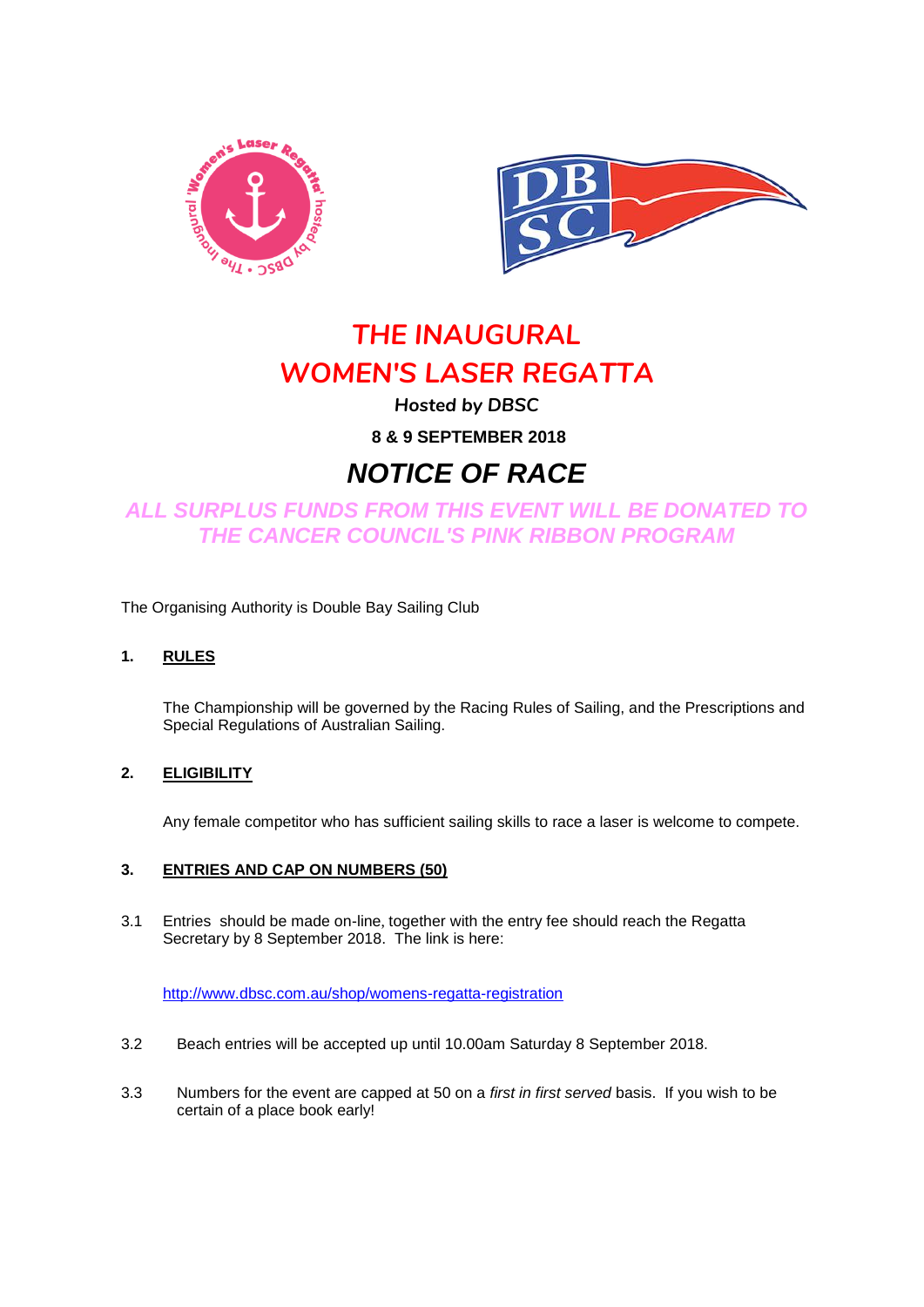# THE INAUGURAL WOMEN'S LASER REGATTA

***Hosted by DBSC***

**8 & 9 SEPTEMBER 2018**

## *NOTICE OF RACE*

***ALL SURPLUS FUNDS FROM THIS EVENT WILL BE DONATED TO THE CANCER COUNCIL'S PINK RIBBON PROGRAM***

The Organising Authority is Double Bay Sailing Club

### 1. RULES

The Championship will be governed by the Racing Rules of Sailing, and the Prescriptions and Special Regulations of Australian Sailing.

### 2. ELIGIBILITY

Any female competitor who has sufficient sailing skills to race a laser is welcome to compete.

### 3. ENTRIES AND CAP ON NUMBERS (50)

3.1 Entries should be made on-line, together with the entry fee should reach the Regatta Secretary by 8 September 2018. The link is here:

http://www.dbsc.com.au/shop/womens-regatta-registration

3.2 Beach entries will be accepted up until 10.00am Saturday 8 September 2018.

3.3 Numbers for the event are capped at 50 on a *first in first served* basis. If you wish to be certain of a place book early!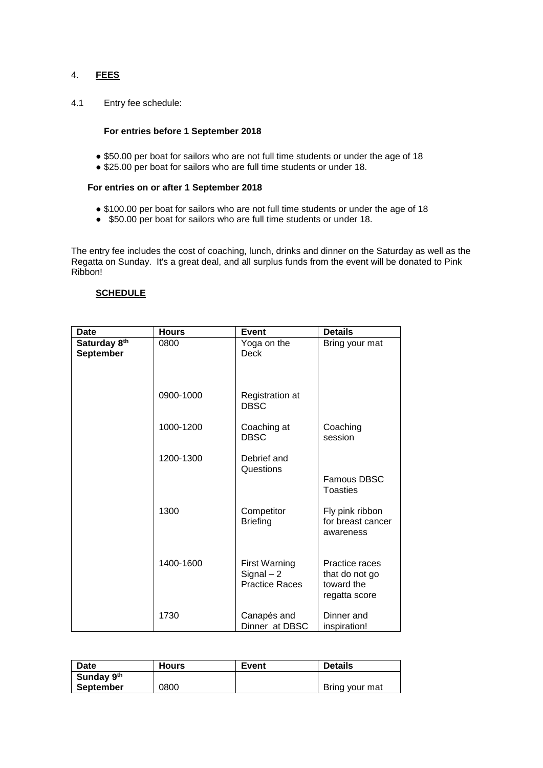4. **FEES**

4.1 Entry fee schedule:

**For entries before 1 September 2018**

- $50.00 per boat for sailors who are not full time students or under the age of 18
- $25.00 per boat for sailors who are full time students or under 18.

**For entries on or after 1 September 2018**

- $100.00 per boat for sailors who are not full time students or under the age of 18
- $50.00 per boat for sailors who are full time students or under 18.

The entry fee includes the cost of coaching, lunch, drinks and dinner on the Saturday as well as the Regatta on Sunday. It's a great deal, and all surplus funds from the event will be donated to Pink Ribbon!

**SCHEDULE**

| Date | Hours | Event | Details |
|---|---|---|---|
| **Saturday 8th September** | 0800 | Yoga on the Deck | Bring your mat |
| | 0900-1000 | Registration at DBSC | |
| | 1000-1200 | Coaching at DBSC | Coaching session |
| | 1200-1300 | Debrief and Questions | Famous DBSC Toasties |
| | 1300 | Competitor Briefing | Fly pink ribbon for breast cancer awareness |
| | 1400-1600 | First Warning Signal – 2 Practice Races | Practice races that do not go toward the regatta score |
| | 1730 | Canapés and Dinner at DBSC | Dinner and inspiration! |

| Date | Hours | Event | Details |
|---|---|---|---|
| **Sunday 9th September** | 0800 | | Bring your mat |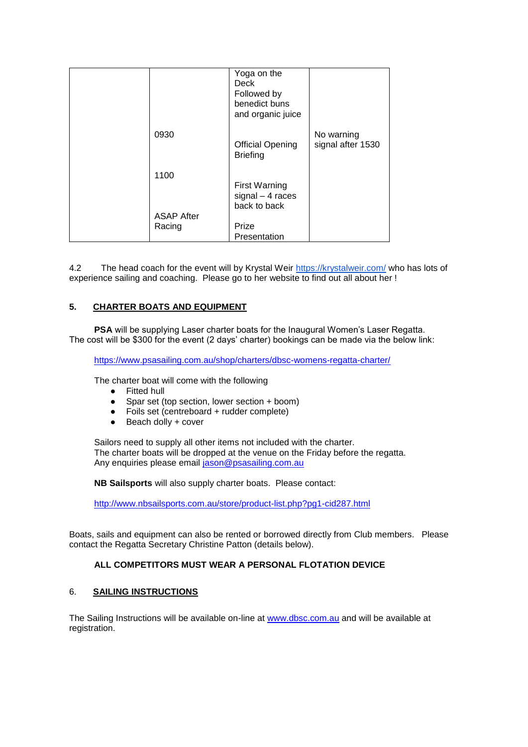| | | | |
|---|---|---|---|
| | | Yoga on the Deck Followed by benedict buns and organic juice | |
| | 0930 | Official Opening Briefing | No warning signal after 1530 |
| | 1100 | First Warning signal – 4 races back to back | |
| | ASAP After Racing | Prize Presentation | |

4.2 The head coach for the event will by Krystal Weir https://krystalweir.com/ who has lots of experience sailing and coaching. Please go to her website to find out all about her !

## 5. CHARTER BOATS AND EQUIPMENT

**PSA** will be supplying Laser charter boats for the Inaugural Women's Laser Regatta. The cost will be $300 for the event (2 days' charter) bookings can be made via the below link:

https://www.psasailing.com.au/shop/charters/dbsc-womens-regatta-charter/

The charter boat will come with the following

- Fitted hull
- Spar set (top section, lower section + boom)
- Foils set (centreboard + rudder complete)
- Beach dolly + cover

Sailors need to supply all other items not included with the charter.
The charter boats will be dropped at the venue on the Friday before the regatta.
Any enquiries please email jason@psasailing.com.au

**NB Sailsports** will also supply charter boats. Please contact:

http://www.nbsailsports.com.au/store/product-list.php?pg1-cid287.html

Boats, sails and equipment can also be rented or borrowed directly from Club members. Please contact the Regatta Secretary Christine Patton (details below).

**ALL COMPETITORS MUST WEAR A PERSONAL FLOTATION DEVICE**

## 6. SAILING INSTRUCTIONS

The Sailing Instructions will be available on-line at www.dbsc.com.au and will be available at registration.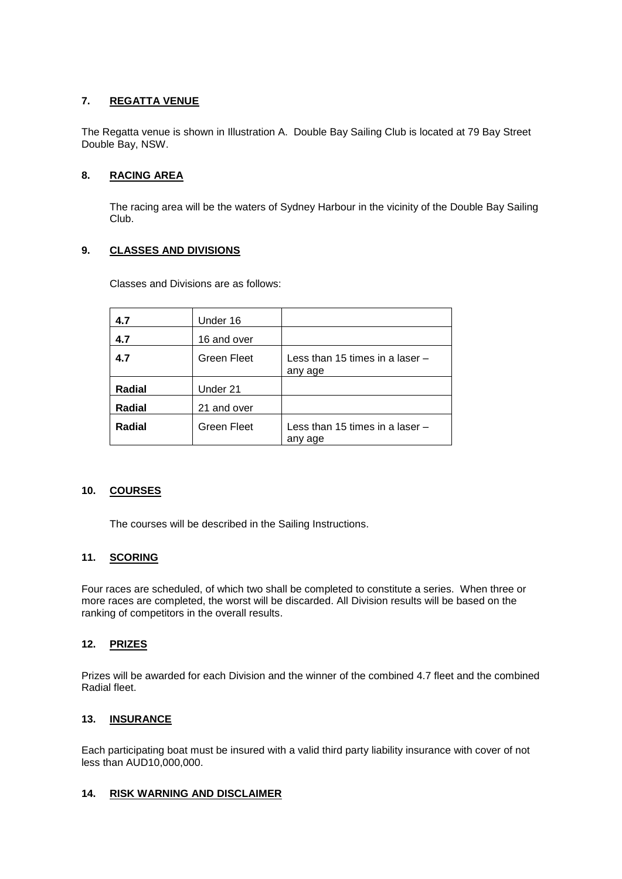## 7. REGATTA VENUE

The Regatta venue is shown in Illustration A. Double Bay Sailing Club is located at 79 Bay Street Double Bay, NSW.

## 8. RACING AREA

The racing area will be the waters of Sydney Harbour in the vicinity of the Double Bay Sailing Club.

## 9. CLASSES AND DIVISIONS

Classes and Divisions are as follows:

| | | |
|---|---|---|
| **4.7** | Under 16 | |
| **4.7** | 16 and over | |
| **4.7** | Green Fleet | Less than 15 times in a laser – any age |
| **Radial** | Under 21 | |
| **Radial** | 21 and over | |
| **Radial** | Green Fleet | Less than 15 times in a laser – any age |

## 10. COURSES

The courses will be described in the Sailing Instructions.

## 11. SCORING

Four races are scheduled, of which two shall be completed to constitute a series. When three or more races are completed, the worst will be discarded. All Division results will be based on the ranking of competitors in the overall results.

## 12. PRIZES

Prizes will be awarded for each Division and the winner of the combined 4.7 fleet and the combined Radial fleet.

## 13. INSURANCE

Each participating boat must be insured with a valid third party liability insurance with cover of not less than AUD10,000,000.

## 14. RISK WARNING AND DISCLAIMER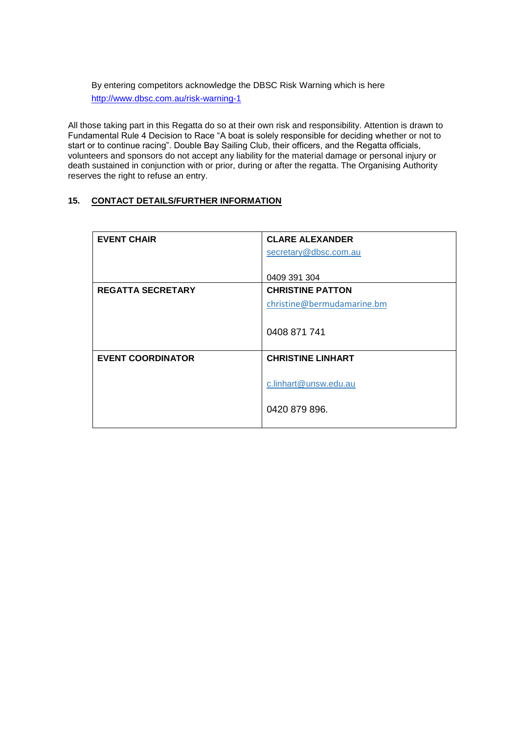By entering competitors acknowledge the DBSC Risk Warning which is here http://www.dbsc.com.au/risk-warning-1

All those taking part in this Regatta do so at their own risk and responsibility. Attention is drawn to Fundamental Rule 4 Decision to Race "A boat is solely responsible for deciding whether or not to start or to continue racing". Double Bay Sailing Club, their officers, and the Regatta officials, volunteers and sponsors do not accept any liability for the material damage or personal injury or death sustained in conjunction with or prior, during or after the regatta. The Organising Authority reserves the right to refuse an entry.

## 15. CONTACT DETAILS/FURTHER INFORMATION

| | |
|---|---|
| **EVENT CHAIR** | **CLARE ALEXANDER**<br>secretary@dbsc.com.au<br><br>0409 391 304 |
| **REGATTA SECRETARY** | **CHRISTINE PATTON**<br>christine@bermudamarine.bm<br><br>0408 871 741 |
| **EVENT COORDINATOR** | **CHRISTINE LINHART**<br><br>c.linhart@unsw.edu.au<br><br>0420 879 896. |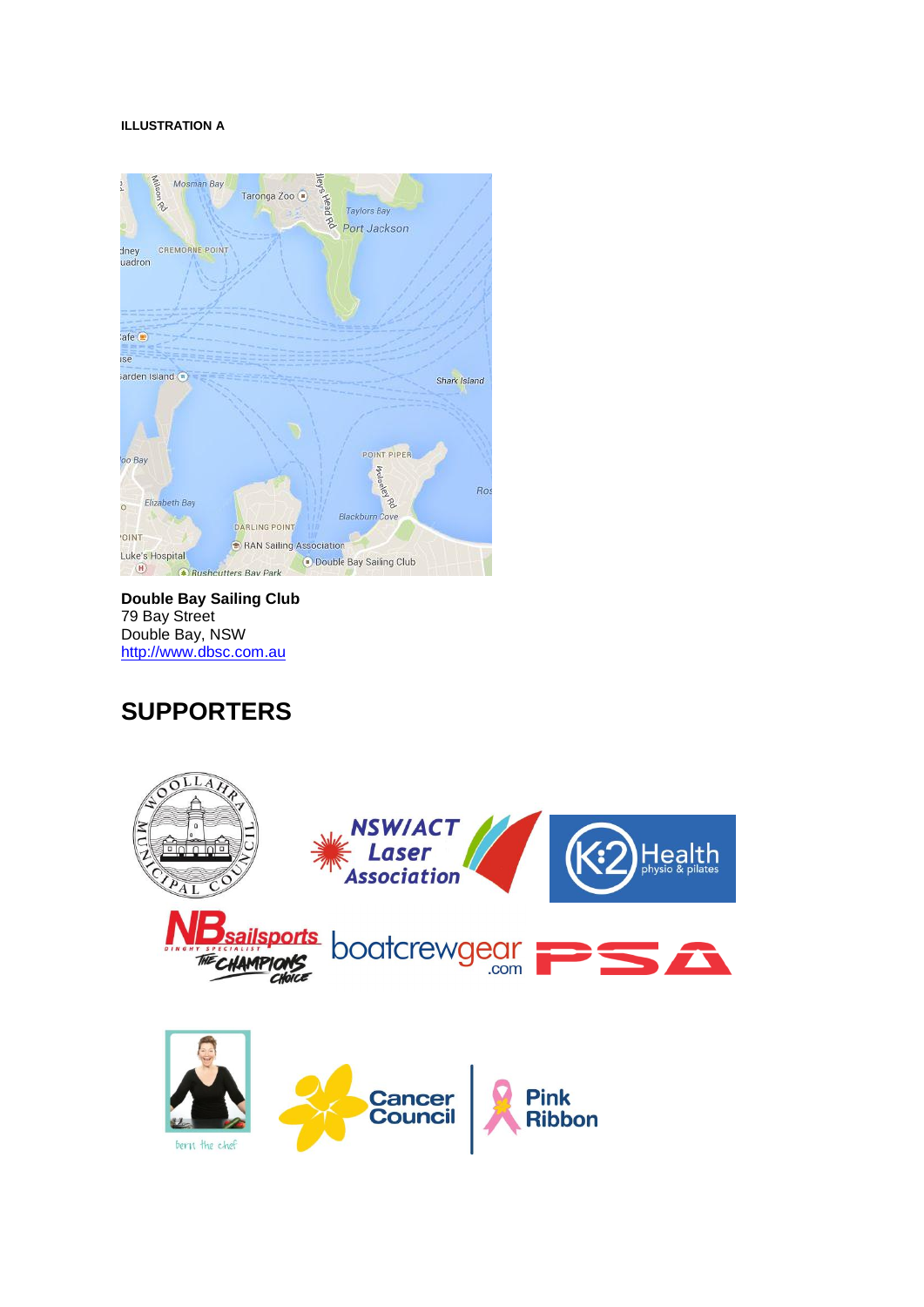**ILLUSTRATION A**

**Double Bay Sailing Club**
79 Bay Street
Double Bay, NSW
http://www.dbsc.com.au

## SUPPORTERS